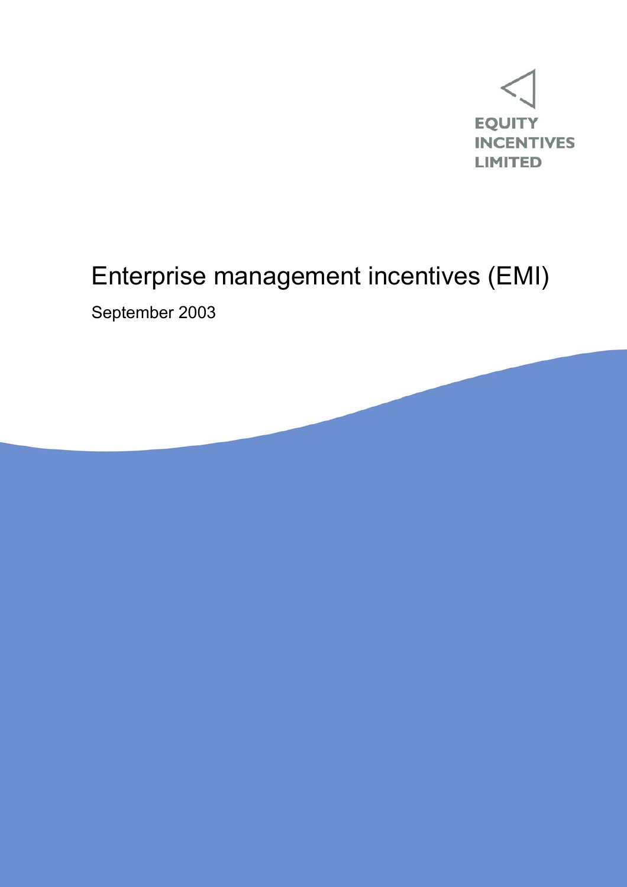EQUITY INCENTIVES LIMITED

# Enterprise management incentives (EMI)

September 2003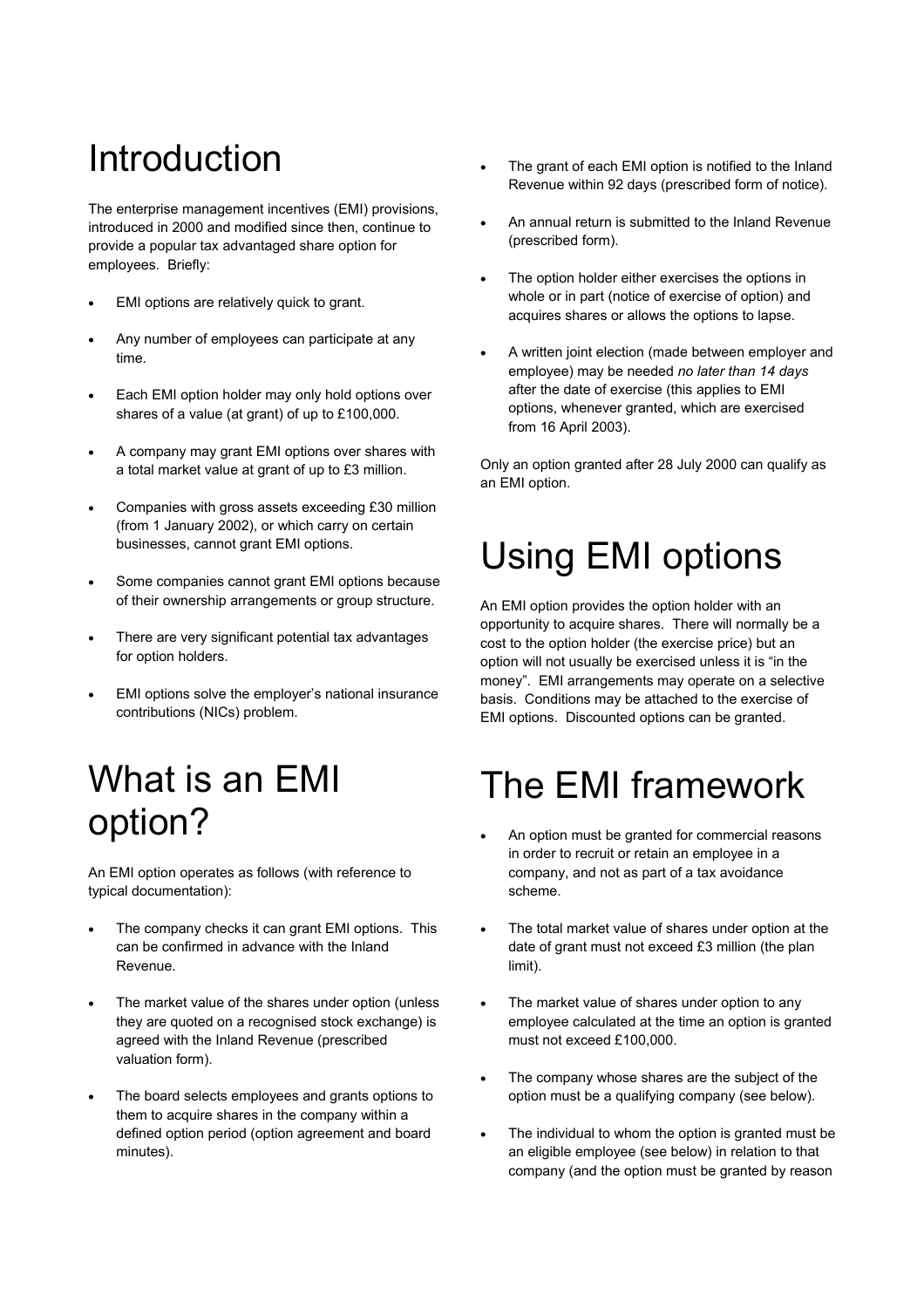# Introduction

The enterprise management incentives (EMI) provisions, introduced in 2000 and modified since then, continue to provide a popular tax advantaged share option for employees. Briefly:

- EMI options are relatively quick to grant.
- Any number of employees can participate at any time.
- Each EMI option holder may only hold options over shares of a value (at grant) of up to £100,000.
- A company may grant EMI options over shares with a total market value at grant of up to £3 million.
- Companies with gross assets exceeding £30 million (from 1 January 2002), or which carry on certain businesses, cannot grant EMI options.
- Some companies cannot grant EMI options because of their ownership arrangements or group structure.
- There are very significant potential tax advantages for option holders.
- EMI options solve the employer's national insurance contributions (NICs) problem.

# What is an EMI option?

An EMI option operates as follows (with reference to typical documentation):

- The company checks it can grant EMI options. This can be confirmed in advance with the Inland Revenue.
- The market value of the shares under option (unless they are quoted on a recognised stock exchange) is agreed with the Inland Revenue (prescribed valuation form).
- The board selects employees and grants options to them to acquire shares in the company within a defined option period (option agreement and board minutes).
- The grant of each EMI option is notified to the Inland Revenue within 92 days (prescribed form of notice).
- An annual return is submitted to the Inland Revenue (prescribed form).
- The option holder either exercises the options in whole or in part (notice of exercise of option) and acquires shares or allows the options to lapse.
- A written joint election (made between employer and employee) may be needed *no later than 14 days* after the date of exercise (this applies to EMI options, whenever granted, which are exercised from 16 April 2003).

Only an option granted after 28 July 2000 can qualify as an EMI option.

# Using EMI options

An EMI option provides the option holder with an opportunity to acquire shares. There will normally be a cost to the option holder (the exercise price) but an option will not usually be exercised unless it is "in the money". EMI arrangements may operate on a selective basis. Conditions may be attached to the exercise of EMI options. Discounted options can be granted.

# The EMI framework

- An option must be granted for commercial reasons in order to recruit or retain an employee in a company, and not as part of a tax avoidance scheme.
- The total market value of shares under option at the date of grant must not exceed £3 million (the plan limit).
- The market value of shares under option to any employee calculated at the time an option is granted must not exceed £100,000.
- The company whose shares are the subject of the option must be a qualifying company (see below).
- The individual to whom the option is granted must be an eligible employee (see below) in relation to that company (and the option must be granted by reason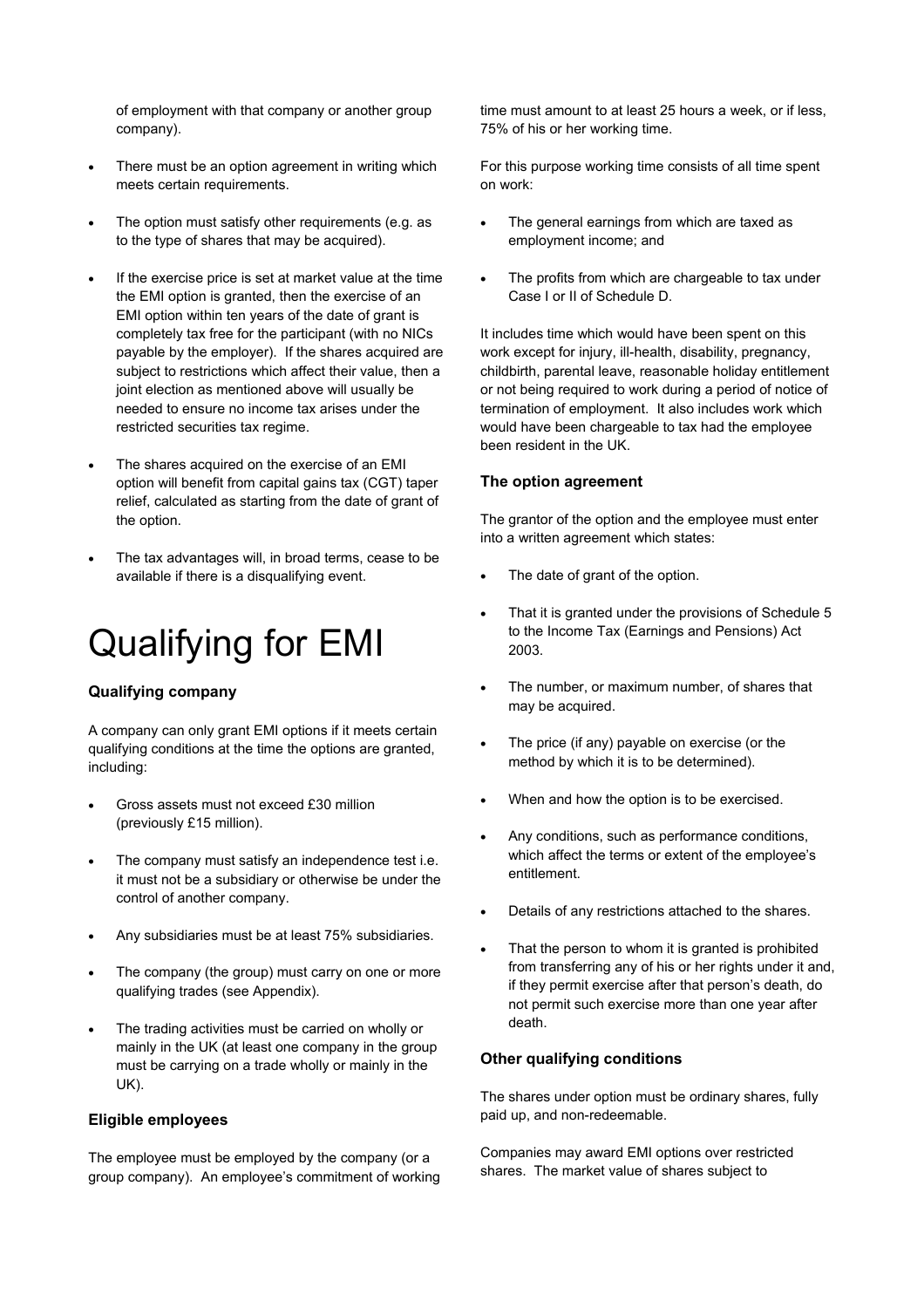of employment with that company or another group company).

- There must be an option agreement in writing which meets certain requirements.
- The option must satisfy other requirements (e.g. as to the type of shares that may be acquired).
- If the exercise price is set at market value at the time the EMI option is granted, then the exercise of an EMI option within ten years of the date of grant is completely tax free for the participant (with no NICs payable by the employer). If the shares acquired are subject to restrictions which affect their value, then a joint election as mentioned above will usually be needed to ensure no income tax arises under the restricted securities tax regime.
- The shares acquired on the exercise of an EMI option will benefit from capital gains tax (CGT) taper relief, calculated as starting from the date of grant of the option.
- The tax advantages will, in broad terms, cease to be available if there is a disqualifying event.

# Qualifying for EMI

### Qualifying company

A company can only grant EMI options if it meets certain qualifying conditions at the time the options are granted, including:

- Gross assets must not exceed £30 million (previously £15 million).
- The company must satisfy an independence test i.e. it must not be a subsidiary or otherwise be under the control of another company.
- Any subsidiaries must be at least 75% subsidiaries.
- The company (the group) must carry on one or more qualifying trades (see Appendix).
- The trading activities must be carried on wholly or mainly in the UK (at least one company in the group must be carrying on a trade wholly or mainly in the UK).

### Eligible employees

The employee must be employed by the company (or a group company). An employee's commitment of working time must amount to at least 25 hours a week, or if less, 75% of his or her working time.

For this purpose working time consists of all time spent on work:

- The general earnings from which are taxed as employment income; and
- The profits from which are chargeable to tax under Case I or II of Schedule D.

It includes time which would have been spent on this work except for injury, ill-health, disability, pregnancy, childbirth, parental leave, reasonable holiday entitlement or not being required to work during a period of notice of termination of employment. It also includes work which would have been chargeable to tax had the employee been resident in the UK.

### The option agreement

The grantor of the option and the employee must enter into a written agreement which states:

- The date of grant of the option.
- That it is granted under the provisions of Schedule 5 to the Income Tax (Earnings and Pensions) Act 2003.
- The number, or maximum number, of shares that may be acquired.
- The price (if any) payable on exercise (or the method by which it is to be determined).
- When and how the option is to be exercised.
- Any conditions, such as performance conditions, which affect the terms or extent of the employee's entitlement.
- Details of any restrictions attached to the shares.
- That the person to whom it is granted is prohibited from transferring any of his or her rights under it and, if they permit exercise after that person's death, do not permit such exercise more than one year after death.

### Other qualifying conditions

The shares under option must be ordinary shares, fully paid up, and non-redeemable.

Companies may award EMI options over restricted shares. The market value of shares subject to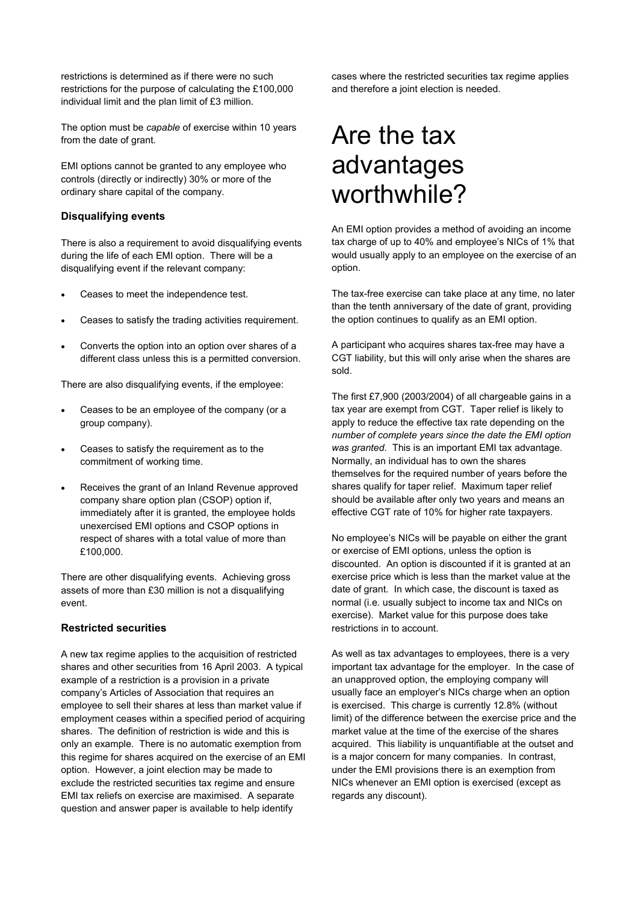restrictions is determined as if there were no such restrictions for the purpose of calculating the £100,000 individual limit and the plan limit of £3 million.

The option must be *capable* of exercise within 10 years from the date of grant.

EMI options cannot be granted to any employee who controls (directly or indirectly) 30% or more of the ordinary share capital of the company.

### Disqualifying events

There is also a requirement to avoid disqualifying events during the life of each EMI option. There will be a disqualifying event if the relevant company:

- Ceases to meet the independence test.
- Ceases to satisfy the trading activities requirement.
- Converts the option into an option over shares of a different class unless this is a permitted conversion.

There are also disqualifying events, if the employee:

- Ceases to be an employee of the company (or a group company).
- Ceases to satisfy the requirement as to the commitment of working time.
- Receives the grant of an Inland Revenue approved company share option plan (CSOP) option if, immediately after it is granted, the employee holds unexercised EMI options and CSOP options in respect of shares with a total value of more than £100,000.

There are other disqualifying events. Achieving gross assets of more than £30 million is not a disqualifying event.

### Restricted securities

A new tax regime applies to the acquisition of restricted shares and other securities from 16 April 2003. A typical example of a restriction is a provision in a private company's Articles of Association that requires an employee to sell their shares at less than market value if employment ceases within a specified period of acquiring shares. The definition of restriction is wide and this is only an example. There is no automatic exemption from this regime for shares acquired on the exercise of an EMI option. However, a joint election may be made to exclude the restricted securities tax regime and ensure EMI tax reliefs on exercise are maximised. A separate question and answer paper is available to help identify cases where the restricted securities tax regime applies and therefore a joint election is needed.

# Are the tax advantages worthwhile?

An EMI option provides a method of avoiding an income tax charge of up to 40% and employee's NICs of 1% that would usually apply to an employee on the exercise of an option.

The tax-free exercise can take place at any time, no later than the tenth anniversary of the date of grant, providing the option continues to qualify as an EMI option.

A participant who acquires shares tax-free may have a CGT liability, but this will only arise when the shares are sold.

The first £7,900 (2003/2004) of all chargeable gains in a tax year are exempt from CGT. Taper relief is likely to apply to reduce the effective tax rate depending on the *number of complete years since the date the EMI option was granted*. This is an important EMI tax advantage. Normally, an individual has to own the shares themselves for the required number of years before the shares qualify for taper relief. Maximum taper relief should be available after only two years and means an effective CGT rate of 10% for higher rate taxpayers.

No employee's NICs will be payable on either the grant or exercise of EMI options, unless the option is discounted. An option is discounted if it is granted at an exercise price which is less than the market value at the date of grant. In which case, the discount is taxed as normal (i.e. usually subject to income tax and NICs on exercise). Market value for this purpose does take restrictions in to account.

As well as tax advantages to employees, there is a very important tax advantage for the employer. In the case of an unapproved option, the employing company will usually face an employer's NICs charge when an option is exercised. This charge is currently 12.8% (without limit) of the difference between the exercise price and the market value at the time of the exercise of the shares acquired. This liability is unquantifiable at the outset and is a major concern for many companies. In contrast, under the EMI provisions there is an exemption from NICs whenever an EMI option is exercised (except as regards any discount).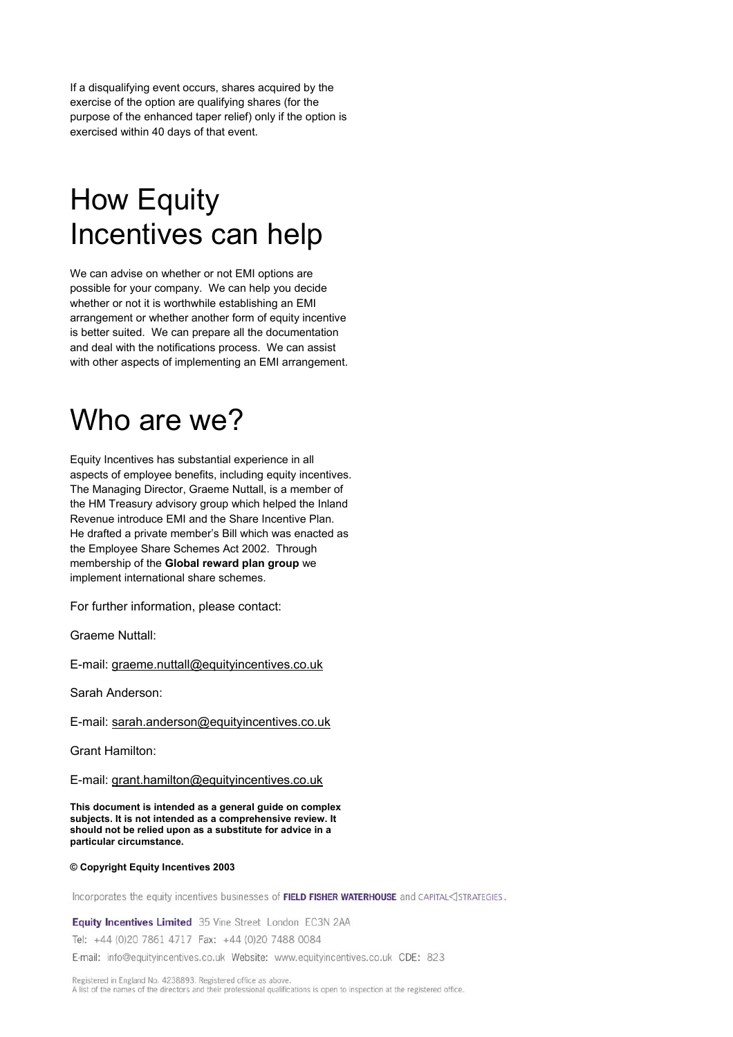If a disqualifying event occurs, shares acquired by the exercise of the option are qualifying shares (for the purpose of the enhanced taper relief) only if the option is exercised within 40 days of that event.

# How Equity Incentives can help

We can advise on whether or not EMI options are possible for your company. We can help you decide whether or not it is worthwhile establishing an EMI arrangement or whether another form of equity incentive is better suited. We can prepare all the documentation and deal with the notifications process. We can assist with other aspects of implementing an EMI arrangement.

# Who are we?

Equity Incentives has substantial experience in all aspects of employee benefits, including equity incentives. The Managing Director, Graeme Nuttall, is a member of the HM Treasury advisory group which helped the Inland Revenue introduce EMI and the Share Incentive Plan. He drafted a private member's Bill which was enacted as the Employee Share Schemes Act 2002. Through membership of the **Global reward plan group** we implement international share schemes.

For further information, please contact:

Graeme Nuttall:

E-mail: graeme.nuttall@equityincentives.co.uk

Sarah Anderson:

E-mail: sarah.anderson@equityincentives.co.uk

Grant Hamilton:

E-mail: grant.hamilton@equityincentives.co.uk

**This document is intended as a general guide on complex subjects. It is not intended as a comprehensive review. It should not be relied upon as a substitute for advice in a particular circumstance.**

**© Copyright Equity Incentives 2003**

Incorporates the equity incentives businesses of **FIELD FISHER WATERHOUSE** and CAPITAL STRATEGIES.

**Equity Incentives Limited** 35 Vine Street London EC3N 2AA

Tel: +44 (0)20 7861 4717 Fax: +44 (0)20 7488 0084

E-mail: info@equityincentives.co.uk Website: www.equityincentives.co.uk CDE: 823

Registered in England No. 4238893. Registered office as above.
A list of the names of the directors and their professional qualifications is open to inspection at the registered office.